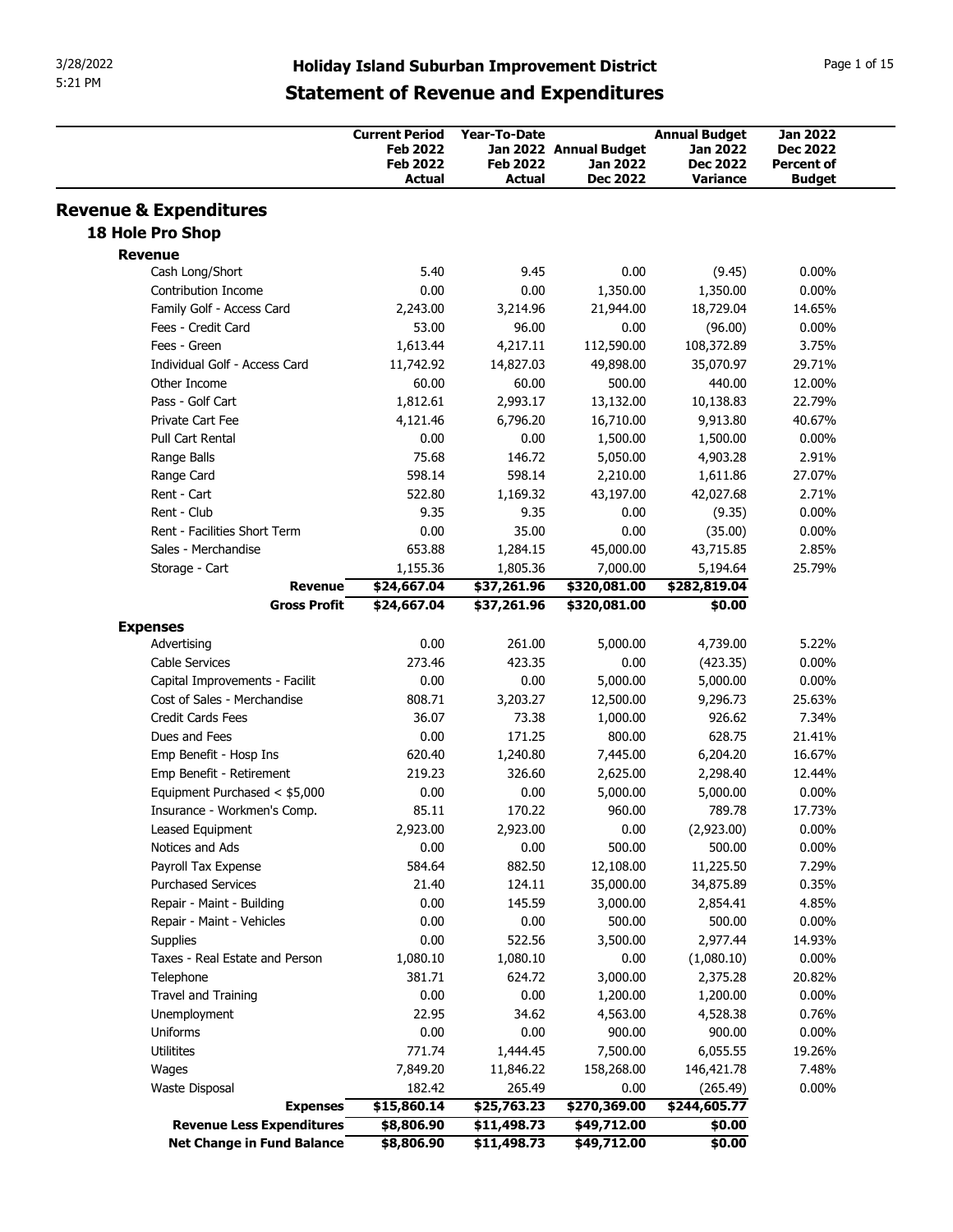# Holiday Island Suburban Improvement District

## Statement of Revenue and Expenditures

| | Current Period Feb 2022 Feb 2022 Actual | Year-To-Date Jan 2022 Feb 2022 Actual | Annual Budget Jan 2022 Dec 2022 | Annual Budget Jan 2022 Dec 2022 Variance | Jan 2022 Dec 2022 Percent of Budget |
|---|---|---|---|---|---|
| **Revenue & Expenditures** | | | | | |
| **18 Hole Pro Shop** | | | | | |
| **Revenue** | | | | | |
| Cash Long/Short | 5.40 | 9.45 | 0.00 | (9.45) | 0.00% |
| Contribution Income | 0.00 | 0.00 | 1,350.00 | 1,350.00 | 0.00% |
| Family Golf - Access Card | 2,243.00 | 3,214.96 | 21,944.00 | 18,729.04 | 14.65% |
| Fees - Credit Card | 53.00 | 96.00 | 0.00 | (96.00) | 0.00% |
| Fees - Green | 1,613.44 | 4,217.11 | 112,590.00 | 108,372.89 | 3.75% |
| Individual Golf - Access Card | 11,742.92 | 14,827.03 | 49,898.00 | 35,070.97 | 29.71% |
| Other Income | 60.00 | 60.00 | 500.00 | 440.00 | 12.00% |
| Pass - Golf Cart | 1,812.61 | 2,993.17 | 13,132.00 | 10,138.83 | 22.79% |
| Private Cart Fee | 4,121.46 | 6,796.20 | 16,710.00 | 9,913.80 | 40.67% |
| Pull Cart Rental | 0.00 | 0.00 | 1,500.00 | 1,500.00 | 0.00% |
| Range Balls | 75.68 | 146.72 | 5,050.00 | 4,903.28 | 2.91% |
| Range Card | 598.14 | 598.14 | 2,210.00 | 1,611.86 | 27.07% |
| Rent - Cart | 522.80 | 1,169.32 | 43,197.00 | 42,027.68 | 2.71% |
| Rent - Club | 9.35 | 9.35 | 0.00 | (9.35) | 0.00% |
| Rent - Facilities Short Term | 0.00 | 35.00 | 0.00 | (35.00) | 0.00% |
| Sales - Merchandise | 653.88 | 1,284.15 | 45,000.00 | 43,715.85 | 2.85% |
| Storage - Cart | 1,155.36 | 1,805.36 | 7,000.00 | 5,194.64 | 25.79% |
| **Revenue** | **$24,667.04** | **$37,261.96** | **$320,081.00** | **$282,819.04** | |
| **Gross Profit** | **$24,667.04** | **$37,261.96** | **$320,081.00** | **$0.00** | |
| **Expenses** | | | | | |
| Advertising | 0.00 | 261.00 | 5,000.00 | 4,739.00 | 5.22% |
| Cable Services | 273.46 | 423.35 | 0.00 | (423.35) | 0.00% |
| Capital Improvements - Facilit | 0.00 | 0.00 | 5,000.00 | 5,000.00 | 0.00% |
| Cost of Sales - Merchandise | 808.71 | 3,203.27 | 12,500.00 | 9,296.73 | 25.63% |
| Credit Cards Fees | 36.07 | 73.38 | 1,000.00 | 926.62 | 7.34% |
| Dues and Fees | 0.00 | 171.25 | 800.00 | 628.75 | 21.41% |
| Emp Benefit - Hosp Ins | 620.40 | 1,240.80 | 7,445.00 | 6,204.20 | 16.67% |
| Emp Benefit - Retirement | 219.23 | 326.60 | 2,625.00 | 2,298.40 | 12.44% |
| Equipment Purchased < $5,000 | 0.00 | 0.00 | 5,000.00 | 5,000.00 | 0.00% |
| Insurance - Workmen's Comp. | 85.11 | 170.22 | 960.00 | 789.78 | 17.73% |
| Leased Equipment | 2,923.00 | 2,923.00 | 0.00 | (2,923.00) | 0.00% |
| Notices and Ads | 0.00 | 0.00 | 500.00 | 500.00 | 0.00% |
| Payroll Tax Expense | 584.64 | 882.50 | 12,108.00 | 11,225.50 | 7.29% |
| Purchased Services | 21.40 | 124.11 | 35,000.00 | 34,875.89 | 0.35% |
| Repair - Maint - Building | 0.00 | 145.59 | 3,000.00 | 2,854.41 | 4.85% |
| Repair - Maint - Vehicles | 0.00 | 0.00 | 500.00 | 500.00 | 0.00% |
| Supplies | 0.00 | 522.56 | 3,500.00 | 2,977.44 | 14.93% |
| Taxes - Real Estate and Person | 1,080.10 | 1,080.10 | 0.00 | (1,080.10) | 0.00% |
| Telephone | 381.71 | 624.72 | 3,000.00 | 2,375.28 | 20.82% |
| Travel and Training | 0.00 | 0.00 | 1,200.00 | 1,200.00 | 0.00% |
| Unemployment | 22.95 | 34.62 | 4,563.00 | 4,528.38 | 0.76% |
| Uniforms | 0.00 | 0.00 | 900.00 | 900.00 | 0.00% |
| Utilitites | 771.74 | 1,444.45 | 7,500.00 | 6,055.55 | 19.26% |
| Wages | 7,849.20 | 11,846.22 | 158,268.00 | 146,421.78 | 7.48% |
| Waste Disposal | 182.42 | 265.49 | 0.00 | (265.49) | 0.00% |
| **Expenses** | **$15,860.14** | **$25,763.23** | **$270,369.00** | **$244,605.77** | |
| **Revenue Less Expenditures** | **$8,806.90** | **$11,498.73** | **$49,712.00** | **$0.00** | |
| **Net Change in Fund Balance** | **$8,806.90** | **$11,498.73** | **$49,712.00** | **$0.00** | |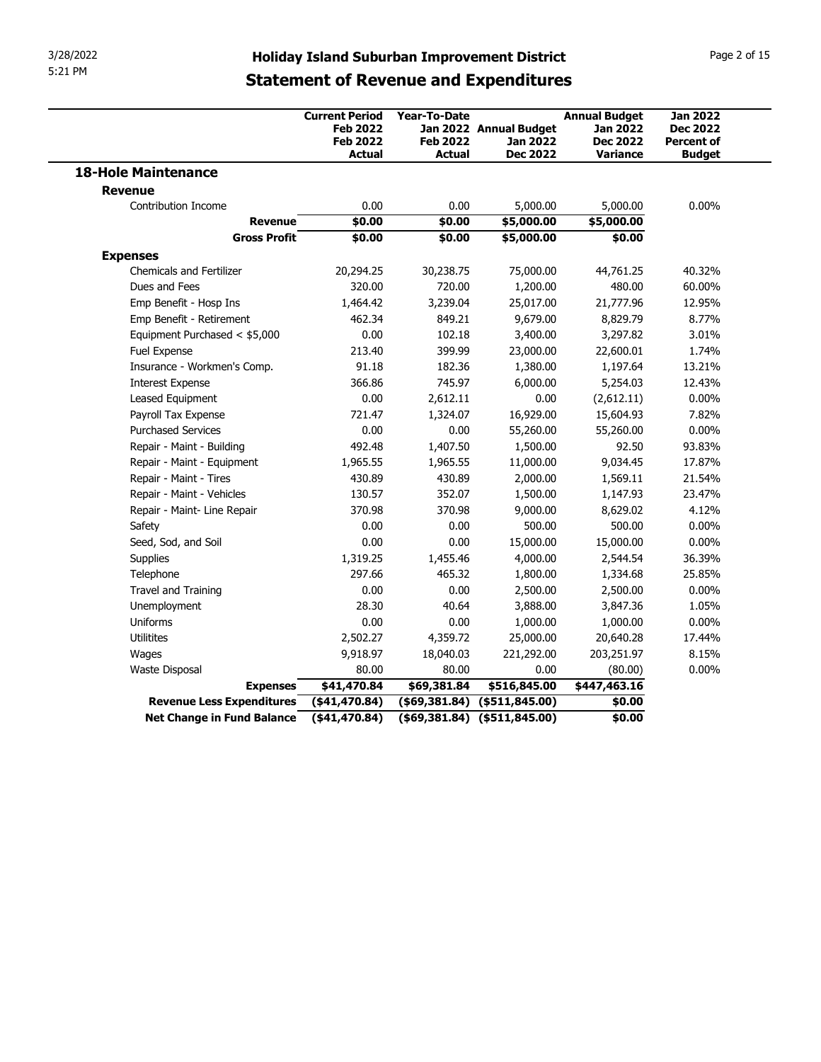# Holiday Island Suburban Improvement District

## Statement of Revenue and Expenditures

| | Current Period Feb 2022 Feb 2022 Actual | Year-To-Date Jan 2022 Feb 2022 Actual | Annual Budget Jan 2022 Dec 2022 | Annual Budget Jan 2022 Dec 2022 Variance | Jan 2022 Dec 2022 Percent of Budget |
|---|---|---|---|---|---|
| **18-Hole Maintenance** | | | | | |
| **Revenue** | | | | | |
| Contribution Income | 0.00 | 0.00 | 5,000.00 | 5,000.00 | 0.00% |
| **Revenue** | **$0.00** | **$0.00** | **$5,000.00** | **$5,000.00** | |
| **Gross Profit** | **$0.00** | **$0.00** | **$5,000.00** | **$0.00** | |
| **Expenses** | | | | | |
| Chemicals and Fertilizer | 20,294.25 | 30,238.75 | 75,000.00 | 44,761.25 | 40.32% |
| Dues and Fees | 320.00 | 720.00 | 1,200.00 | 480.00 | 60.00% |
| Emp Benefit - Hosp Ins | 1,464.42 | 3,239.04 | 25,017.00 | 21,777.96 | 12.95% |
| Emp Benefit - Retirement | 462.34 | 849.21 | 9,679.00 | 8,829.79 | 8.77% |
| Equipment Purchased < $5,000 | 0.00 | 102.18 | 3,400.00 | 3,297.82 | 3.01% |
| Fuel Expense | 213.40 | 399.99 | 23,000.00 | 22,600.01 | 1.74% |
| Insurance - Workmen's Comp. | 91.18 | 182.36 | 1,380.00 | 1,197.64 | 13.21% |
| Interest Expense | 366.86 | 745.97 | 6,000.00 | 5,254.03 | 12.43% |
| Leased Equipment | 0.00 | 2,612.11 | 0.00 | (2,612.11) | 0.00% |
| Payroll Tax Expense | 721.47 | 1,324.07 | 16,929.00 | 15,604.93 | 7.82% |
| Purchased Services | 0.00 | 0.00 | 55,260.00 | 55,260.00 | 0.00% |
| Repair - Maint - Building | 492.48 | 1,407.50 | 1,500.00 | 92.50 | 93.83% |
| Repair - Maint - Equipment | 1,965.55 | 1,965.55 | 11,000.00 | 9,034.45 | 17.87% |
| Repair - Maint - Tires | 430.89 | 430.89 | 2,000.00 | 1,569.11 | 21.54% |
| Repair - Maint - Vehicles | 130.57 | 352.07 | 1,500.00 | 1,147.93 | 23.47% |
| Repair - Maint- Line Repair | 370.98 | 370.98 | 9,000.00 | 8,629.02 | 4.12% |
| Safety | 0.00 | 0.00 | 500.00 | 500.00 | 0.00% |
| Seed, Sod, and Soil | 0.00 | 0.00 | 15,000.00 | 15,000.00 | 0.00% |
| Supplies | 1,319.25 | 1,455.46 | 4,000.00 | 2,544.54 | 36.39% |
| Telephone | 297.66 | 465.32 | 1,800.00 | 1,334.68 | 25.85% |
| Travel and Training | 0.00 | 0.00 | 2,500.00 | 2,500.00 | 0.00% |
| Unemployment | 28.30 | 40.64 | 3,888.00 | 3,847.36 | 1.05% |
| Uniforms | 0.00 | 0.00 | 1,000.00 | 1,000.00 | 0.00% |
| Utilitites | 2,502.27 | 4,359.72 | 25,000.00 | 20,640.28 | 17.44% |
| Wages | 9,918.97 | 18,040.03 | 221,292.00 | 203,251.97 | 8.15% |
| Waste Disposal | 80.00 | 80.00 | 0.00 | (80.00) | 0.00% |
| **Expenses** | **$41,470.84** | **$69,381.84** | **$516,845.00** | **$447,463.16** | |
| **Revenue Less Expenditures** | **($41,470.84)** | **($69,381.84)** | **($511,845.00)** | **$0.00** | |
| **Net Change in Fund Balance** | **($41,470.84)** | **($69,381.84)** | **($511,845.00)** | **$0.00** | |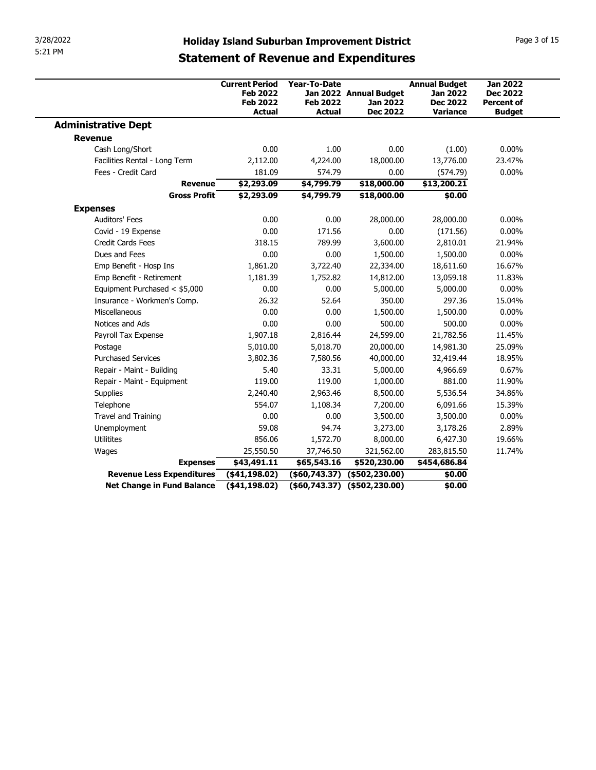# Holiday Island Suburban Improvement District

## Statement of Revenue and Expenditures

| | Current Period Feb 2022 Feb 2022 Actual | Year-To-Date Jan 2022 Feb 2022 Actual | Annual Budget Jan 2022 Dec 2022 | Annual Budget Jan 2022 Dec 2022 Variance | Jan 2022 Dec 2022 Percent of Budget |
|---|---|---|---|---|---|
| **Administrative Dept** | | | | | |
| **Revenue** | | | | | |
| Cash Long/Short | 0.00 | 1.00 | 0.00 | (1.00) | 0.00% |
| Facilities Rental - Long Term | 2,112.00 | 4,224.00 | 18,000.00 | 13,776.00 | 23.47% |
| Fees - Credit Card | 181.09 | 574.79 | 0.00 | (574.79) | 0.00% |
| **Revenue** | **$2,293.09** | **$4,799.79** | **$18,000.00** | **$13,200.21** | |
| **Gross Profit** | **$2,293.09** | **$4,799.79** | **$18,000.00** | **$0.00** | |
| **Expenses** | | | | | |
| Auditors' Fees | 0.00 | 0.00 | 28,000.00 | 28,000.00 | 0.00% |
| Covid - 19 Expense | 0.00 | 171.56 | 0.00 | (171.56) | 0.00% |
| Credit Cards Fees | 318.15 | 789.99 | 3,600.00 | 2,810.01 | 21.94% |
| Dues and Fees | 0.00 | 0.00 | 1,500.00 | 1,500.00 | 0.00% |
| Emp Benefit - Hosp Ins | 1,861.20 | 3,722.40 | 22,334.00 | 18,611.60 | 16.67% |
| Emp Benefit - Retirement | 1,181.39 | 1,752.82 | 14,812.00 | 13,059.18 | 11.83% |
| Equipment Purchased < $5,000 | 0.00 | 0.00 | 5,000.00 | 5,000.00 | 0.00% |
| Insurance - Workmen's Comp. | 26.32 | 52.64 | 350.00 | 297.36 | 15.04% |
| Miscellaneous | 0.00 | 0.00 | 1,500.00 | 1,500.00 | 0.00% |
| Notices and Ads | 0.00 | 0.00 | 500.00 | 500.00 | 0.00% |
| Payroll Tax Expense | 1,907.18 | 2,816.44 | 24,599.00 | 21,782.56 | 11.45% |
| Postage | 5,010.00 | 5,018.70 | 20,000.00 | 14,981.30 | 25.09% |
| Purchased Services | 3,802.36 | 7,580.56 | 40,000.00 | 32,419.44 | 18.95% |
| Repair - Maint - Building | 5.40 | 33.31 | 5,000.00 | 4,966.69 | 0.67% |
| Repair - Maint - Equipment | 119.00 | 119.00 | 1,000.00 | 881.00 | 11.90% |
| Supplies | 2,240.40 | 2,963.46 | 8,500.00 | 5,536.54 | 34.86% |
| Telephone | 554.07 | 1,108.34 | 7,200.00 | 6,091.66 | 15.39% |
| Travel and Training | 0.00 | 0.00 | 3,500.00 | 3,500.00 | 0.00% |
| Unemployment | 59.08 | 94.74 | 3,273.00 | 3,178.26 | 2.89% |
| Utilitites | 856.06 | 1,572.70 | 8,000.00 | 6,427.30 | 19.66% |
| Wages | 25,550.50 | 37,746.50 | 321,562.00 | 283,815.50 | 11.74% |
| **Expenses** | **$43,491.11** | **$65,543.16** | **$520,230.00** | **$454,686.84** | |
| **Revenue Less Expenditures** | **($41,198.02)** | **($60,743.37)** | **($502,230.00)** | **$0.00** | |
| **Net Change in Fund Balance** | **($41,198.02)** | **($60,743.37)** | **($502,230.00)** | **$0.00** | |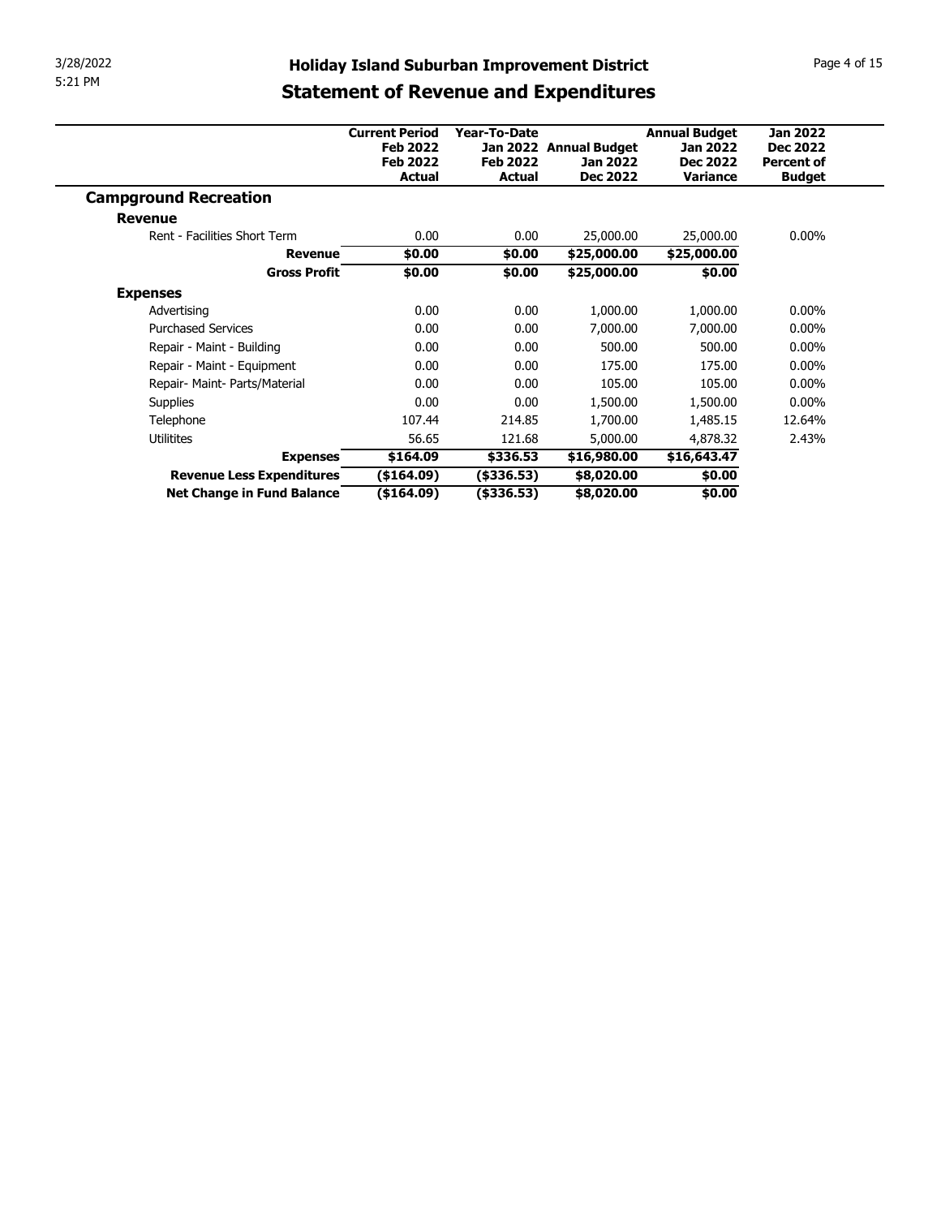# Holiday Island Suburban Improvement District

## Statement of Revenue and Expenditures

| | Current Period Feb 2022 Feb 2022 Actual | Year-To-Date Jan 2022 Feb 2022 Actual | Annual Budget Jan 2022 Dec 2022 | Annual Budget Jan 2022 Dec 2022 Variance | Jan 2022 Dec 2022 Percent of Budget |
|---|---|---|---|---|---|
| **Campground Recreation** | | | | | |
| **Revenue** | | | | | |
| Rent - Facilities Short Term | 0.00 | 0.00 | 25,000.00 | 25,000.00 | 0.00% |
| **Revenue** | **$0.00** | **$0.00** | **$25,000.00** | **$25,000.00** | |
| **Gross Profit** | **$0.00** | **$0.00** | **$25,000.00** | **$0.00** | |
| **Expenses** | | | | | |
| Advertising | 0.00 | 0.00 | 1,000.00 | 1,000.00 | 0.00% |
| Purchased Services | 0.00 | 0.00 | 7,000.00 | 7,000.00 | 0.00% |
| Repair - Maint - Building | 0.00 | 0.00 | 500.00 | 500.00 | 0.00% |
| Repair - Maint - Equipment | 0.00 | 0.00 | 175.00 | 175.00 | 0.00% |
| Repair- Maint- Parts/Material | 0.00 | 0.00 | 105.00 | 105.00 | 0.00% |
| Supplies | 0.00 | 0.00 | 1,500.00 | 1,500.00 | 0.00% |
| Telephone | 107.44 | 214.85 | 1,700.00 | 1,485.15 | 12.64% |
| Utilitites | 56.65 | 121.68 | 5,000.00 | 4,878.32 | 2.43% |
| **Expenses** | **$164.09** | **$336.53** | **$16,980.00** | **$16,643.47** | |
| **Revenue Less Expenditures** | **($164.09)** | **($336.53)** | **$8,020.00** | **$0.00** | |
| **Net Change in Fund Balance** | **($164.09)** | **($336.53)** | **$8,020.00** | **$0.00** | |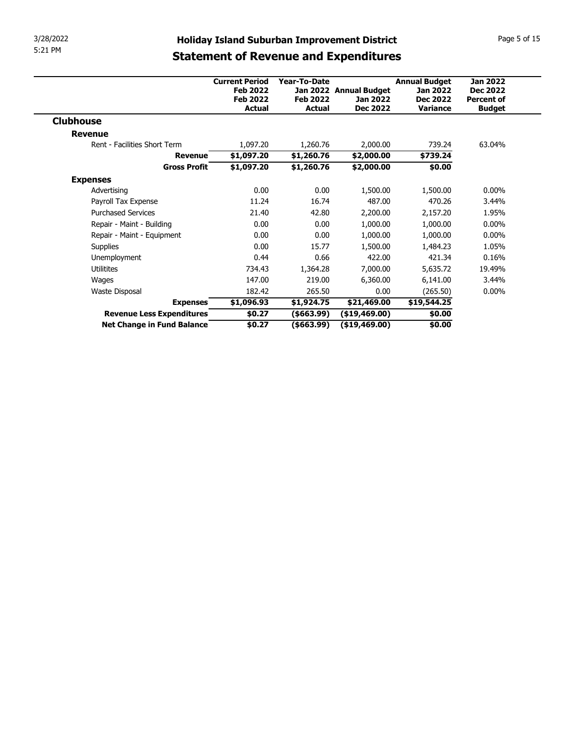# Holiday Island Suburban Improvement District

## Statement of Revenue and Expenditures

| | Current Period Feb 2022 Feb 2022 Actual | Year-To-Date Jan 2022 Feb 2022 Actual | Annual Budget Jan 2022 Dec 2022 | Annual Budget Jan 2022 Dec 2022 Variance | Jan 2022 Dec 2022 Percent of Budget |
|---|---|---|---|---|---|
| **Clubhouse** | | | | | |
| **Revenue** | | | | | |
| Rent - Facilities Short Term | 1,097.20 | 1,260.76 | 2,000.00 | 739.24 | 63.04% |
| **Revenue** | **$1,097.20** | **$1,260.76** | **$2,000.00** | **$739.24** | |
| **Gross Profit** | **$1,097.20** | **$1,260.76** | **$2,000.00** | **$0.00** | |
| **Expenses** | | | | | |
| Advertising | 0.00 | 0.00 | 1,500.00 | 1,500.00 | 0.00% |
| Payroll Tax Expense | 11.24 | 16.74 | 487.00 | 470.26 | 3.44% |
| Purchased Services | 21.40 | 42.80 | 2,200.00 | 2,157.20 | 1.95% |
| Repair - Maint - Building | 0.00 | 0.00 | 1,000.00 | 1,000.00 | 0.00% |
| Repair - Maint - Equipment | 0.00 | 0.00 | 1,000.00 | 1,000.00 | 0.00% |
| Supplies | 0.00 | 15.77 | 1,500.00 | 1,484.23 | 1.05% |
| Unemployment | 0.44 | 0.66 | 422.00 | 421.34 | 0.16% |
| Utilitites | 734.43 | 1,364.28 | 7,000.00 | 5,635.72 | 19.49% |
| Wages | 147.00 | 219.00 | 6,360.00 | 6,141.00 | 3.44% |
| Waste Disposal | 182.42 | 265.50 | 0.00 | (265.50) | 0.00% |
| **Expenses** | **$1,096.93** | **$1,924.75** | **$21,469.00** | **$19,544.25** | |
| **Revenue Less Expenditures** | **$0.27** | **($663.99)** | **($19,469.00)** | **$0.00** | |
| **Net Change in Fund Balance** | **$0.27** | **($663.99)** | **($19,469.00)** | **$0.00** | |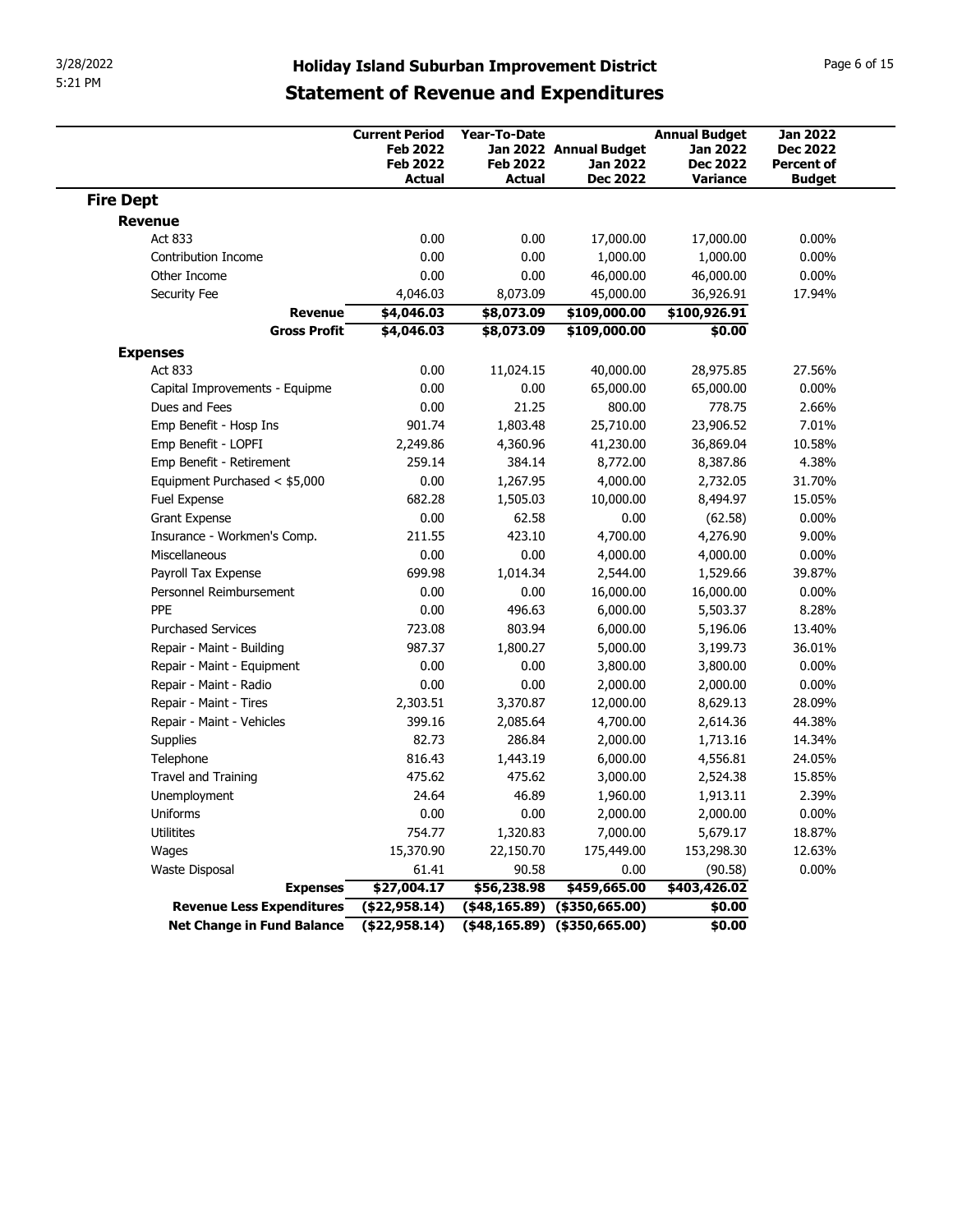# Holiday Island Suburban Improvement District

## Statement of Revenue and Expenditures

| | Current Period Feb 2022 Feb 2022 Actual | Year-To-Date Jan 2022 Feb 2022 Actual | Annual Budget Jan 2022 Dec 2022 | Annual Budget Jan 2022 Dec 2022 Variance | Jan 2022 Dec 2022 Percent of Budget |
|---|---|---|---|---|---|
| **Fire Dept** | | | | | |
| **Revenue** | | | | | |
| Act 833 | 0.00 | 0.00 | 17,000.00 | 17,000.00 | 0.00% |
| Contribution Income | 0.00 | 0.00 | 1,000.00 | 1,000.00 | 0.00% |
| Other Income | 0.00 | 0.00 | 46,000.00 | 46,000.00 | 0.00% |
| Security Fee | 4,046.03 | 8,073.09 | 45,000.00 | 36,926.91 | 17.94% |
| **Revenue** | **$4,046.03** | **$8,073.09** | **$109,000.00** | **$100,926.91** | |
| **Gross Profit** | **$4,046.03** | **$8,073.09** | **$109,000.00** | **$0.00** | |
| **Expenses** | | | | | |
| Act 833 | 0.00 | 11,024.15 | 40,000.00 | 28,975.85 | 27.56% |
| Capital Improvements - Equipme | 0.00 | 0.00 | 65,000.00 | 65,000.00 | 0.00% |
| Dues and Fees | 0.00 | 21.25 | 800.00 | 778.75 | 2.66% |
| Emp Benefit - Hosp Ins | 901.74 | 1,803.48 | 25,710.00 | 23,906.52 | 7.01% |
| Emp Benefit - LOPFI | 2,249.86 | 4,360.96 | 41,230.00 | 36,869.04 | 10.58% |
| Emp Benefit - Retirement | 259.14 | 384.14 | 8,772.00 | 8,387.86 | 4.38% |
| Equipment Purchased < $5,000 | 0.00 | 1,267.95 | 4,000.00 | 2,732.05 | 31.70% |
| Fuel Expense | 682.28 | 1,505.03 | 10,000.00 | 8,494.97 | 15.05% |
| Grant Expense | 0.00 | 62.58 | 0.00 | (62.58) | 0.00% |
| Insurance - Workmen's Comp. | 211.55 | 423.10 | 4,700.00 | 4,276.90 | 9.00% |
| Miscellaneous | 0.00 | 0.00 | 4,000.00 | 4,000.00 | 0.00% |
| Payroll Tax Expense | 699.98 | 1,014.34 | 2,544.00 | 1,529.66 | 39.87% |
| Personnel Reimbursement | 0.00 | 0.00 | 16,000.00 | 16,000.00 | 0.00% |
| PPE | 0.00 | 496.63 | 6,000.00 | 5,503.37 | 8.28% |
| Purchased Services | 723.08 | 803.94 | 6,000.00 | 5,196.06 | 13.40% |
| Repair - Maint - Building | 987.37 | 1,800.27 | 5,000.00 | 3,199.73 | 36.01% |
| Repair - Maint - Equipment | 0.00 | 0.00 | 3,800.00 | 3,800.00 | 0.00% |
| Repair - Maint - Radio | 0.00 | 0.00 | 2,000.00 | 2,000.00 | 0.00% |
| Repair - Maint - Tires | 2,303.51 | 3,370.87 | 12,000.00 | 8,629.13 | 28.09% |
| Repair - Maint - Vehicles | 399.16 | 2,085.64 | 4,700.00 | 2,614.36 | 44.38% |
| Supplies | 82.73 | 286.84 | 2,000.00 | 1,713.16 | 14.34% |
| Telephone | 816.43 | 1,443.19 | 6,000.00 | 4,556.81 | 24.05% |
| Travel and Training | 475.62 | 475.62 | 3,000.00 | 2,524.38 | 15.85% |
| Unemployment | 24.64 | 46.89 | 1,960.00 | 1,913.11 | 2.39% |
| Uniforms | 0.00 | 0.00 | 2,000.00 | 2,000.00 | 0.00% |
| Utilitites | 754.77 | 1,320.83 | 7,000.00 | 5,679.17 | 18.87% |
| Wages | 15,370.90 | 22,150.70 | 175,449.00 | 153,298.30 | 12.63% |
| Waste Disposal | 61.41 | 90.58 | 0.00 | (90.58) | 0.00% |
| **Expenses** | **$27,004.17** | **$56,238.98** | **$459,665.00** | **$403,426.02** | |
| **Revenue Less Expenditures** | **($22,958.14)** | **($48,165.89)** | **($350,665.00)** | **$0.00** | |
| **Net Change in Fund Balance** | **($22,958.14)** | **($48,165.89)** | **($350,665.00)** | **$0.00** | |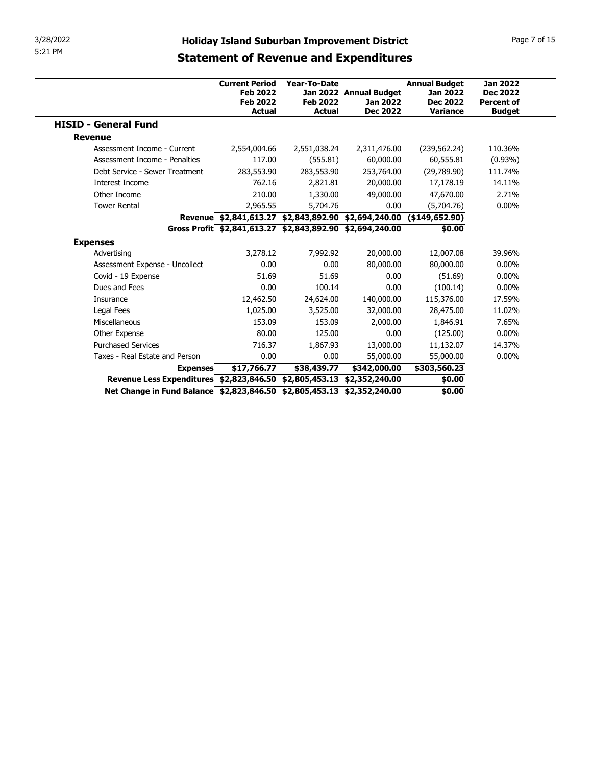# Holiday Island Suburban Improvement District

## Statement of Revenue and Expenditures

| | Current Period Feb 2022 Feb 2022 Actual | Year-To-Date Jan 2022 Feb 2022 Actual | Annual Budget Jan 2022 Dec 2022 | Annual Budget Jan 2022 Dec 2022 Variance | Jan 2022 Dec 2022 Percent of Budget |
|---|---|---|---|---|---|
| **HISID - General Fund** | | | | | |
| **Revenue** | | | | | |
| Assessment Income - Current | 2,554,004.66 | 2,551,038.24 | 2,311,476.00 | (239,562.24) | 110.36% |
| Assessment Income - Penalties | 117.00 | (555.81) | 60,000.00 | 60,555.81 | (0.93%) |
| Debt Service - Sewer Treatment | 283,553.90 | 283,553.90 | 253,764.00 | (29,789.90) | 111.74% |
| Interest Income | 762.16 | 2,821.81 | 20,000.00 | 17,178.19 | 14.11% |
| Other Income | 210.00 | 1,330.00 | 49,000.00 | 47,670.00 | 2.71% |
| Tower Rental | 2,965.55 | 5,704.76 | 0.00 | (5,704.76) | 0.00% |
| **Revenue** | **$2,841,613.27** | **$2,843,892.90** | **$2,694,240.00** | **($149,652.90)** | |
| **Gross Profit** | **$2,841,613.27** | **$2,843,892.90** | **$2,694,240.00** | **$0.00** | |
| **Expenses** | | | | | |
| Advertising | 3,278.12 | 7,992.92 | 20,000.00 | 12,007.08 | 39.96% |
| Assessment Expense - Uncollect | 0.00 | 0.00 | 80,000.00 | 80,000.00 | 0.00% |
| Covid - 19 Expense | 51.69 | 51.69 | 0.00 | (51.69) | 0.00% |
| Dues and Fees | 0.00 | 100.14 | 0.00 | (100.14) | 0.00% |
| Insurance | 12,462.50 | 24,624.00 | 140,000.00 | 115,376.00 | 17.59% |
| Legal Fees | 1,025.00 | 3,525.00 | 32,000.00 | 28,475.00 | 11.02% |
| Miscellaneous | 153.09 | 153.09 | 2,000.00 | 1,846.91 | 7.65% |
| Other Expense | 80.00 | 125.00 | 0.00 | (125.00) | 0.00% |
| Purchased Services | 716.37 | 1,867.93 | 13,000.00 | 11,132.07 | 14.37% |
| Taxes - Real Estate and Person | 0.00 | 0.00 | 55,000.00 | 55,000.00 | 0.00% |
| **Expenses** | **$17,766.77** | **$38,439.77** | **$342,000.00** | **$303,560.23** | |
| **Revenue Less Expenditures** | **$2,823,846.50** | **$2,805,453.13** | **$2,352,240.00** | **$0.00** | |
| **Net Change in Fund Balance** | **$2,823,846.50** | **$2,805,453.13** | **$2,352,240.00** | **$0.00** | |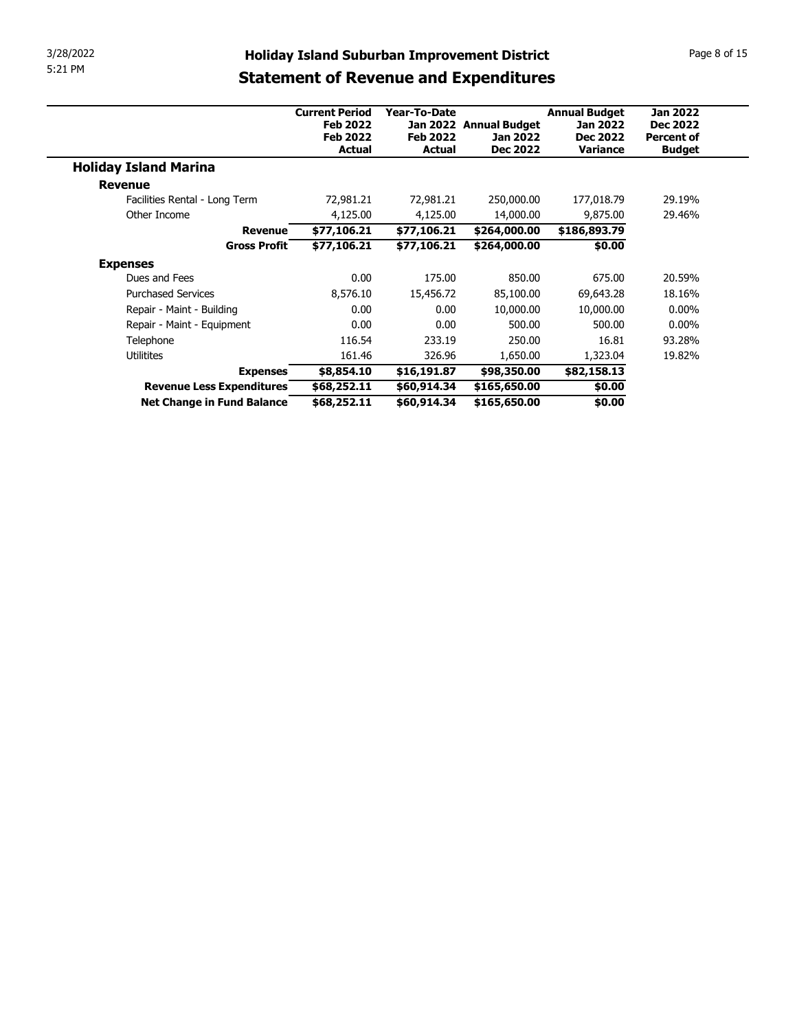# Holiday Island Suburban Improvement District

## Statement of Revenue and Expenditures

| | Current Period Feb 2022 Feb 2022 Actual | Year-To-Date Jan 2022 Feb 2022 Actual | Annual Budget Jan 2022 Dec 2022 | Annual Budget Jan 2022 Dec 2022 Variance | Jan 2022 Dec 2022 Percent of Budget |
|---|---|---|---|---|---|
| **Holiday Island Marina** | | | | | |
| **Revenue** | | | | | |
| Facilities Rental - Long Term | 72,981.21 | 72,981.21 | 250,000.00 | 177,018.79 | 29.19% |
| Other Income | 4,125.00 | 4,125.00 | 14,000.00 | 9,875.00 | 29.46% |
| **Revenue** | **$77,106.21** | **$77,106.21** | **$264,000.00** | **$186,893.79** | |
| **Gross Profit** | **$77,106.21** | **$77,106.21** | **$264,000.00** | **$0.00** | |
| **Expenses** | | | | | |
| Dues and Fees | 0.00 | 175.00 | 850.00 | 675.00 | 20.59% |
| Purchased Services | 8,576.10 | 15,456.72 | 85,100.00 | 69,643.28 | 18.16% |
| Repair - Maint - Building | 0.00 | 0.00 | 10,000.00 | 10,000.00 | 0.00% |
| Repair - Maint - Equipment | 0.00 | 0.00 | 500.00 | 500.00 | 0.00% |
| Telephone | 116.54 | 233.19 | 250.00 | 16.81 | 93.28% |
| Utilitites | 161.46 | 326.96 | 1,650.00 | 1,323.04 | 19.82% |
| **Expenses** | **$8,854.10** | **$16,191.87** | **$98,350.00** | **$82,158.13** | |
| **Revenue Less Expenditures** | **$68,252.11** | **$60,914.34** | **$165,650.00** | **$0.00** | |
| **Net Change in Fund Balance** | **$68,252.11** | **$60,914.34** | **$165,650.00** | **$0.00** | |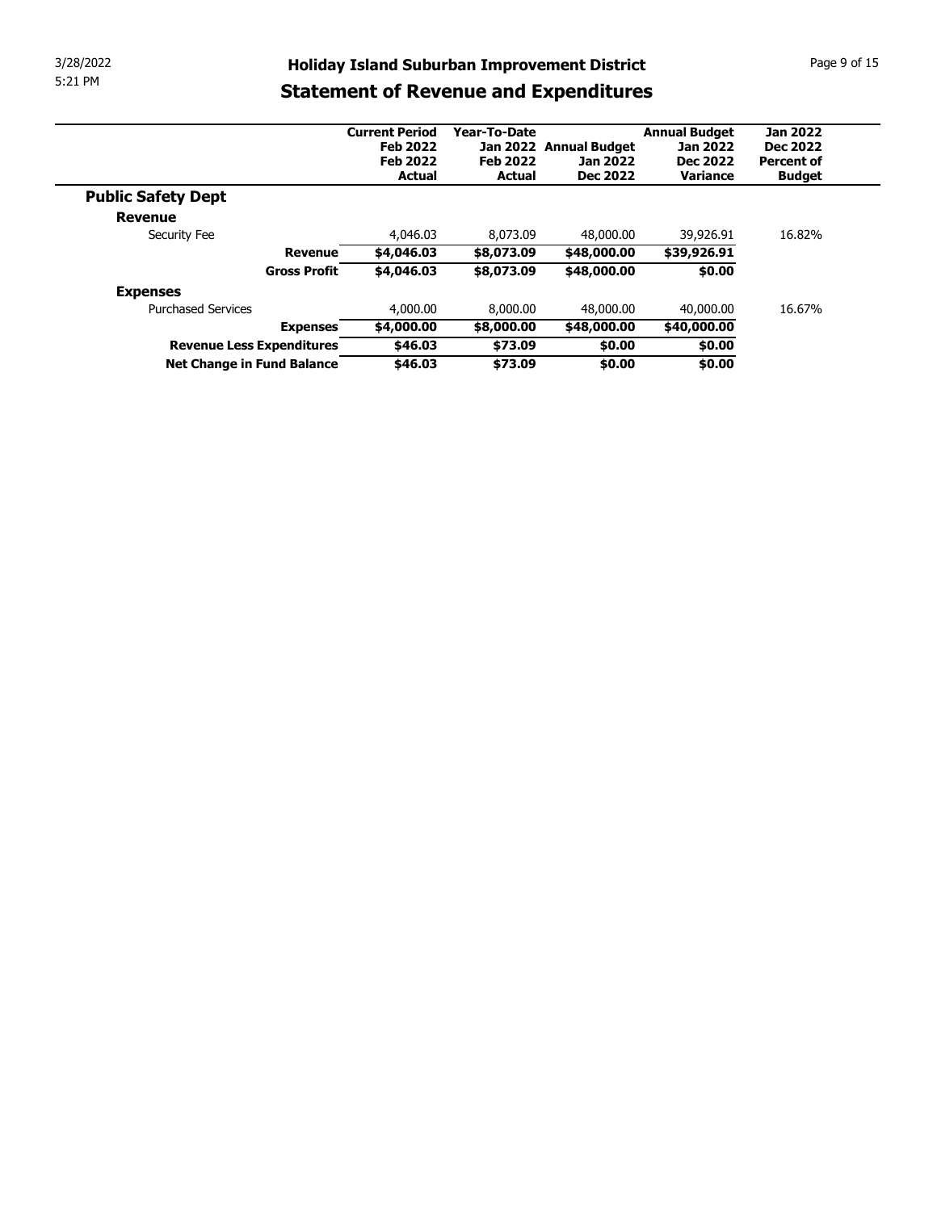# Holiday Island Suburban Improvement District

## Statement of Revenue and Expenditures

| | Current Period Feb 2022 Feb 2022 Actual | Year-To-Date Jan 2022 Feb 2022 Actual | Annual Budget Jan 2022 Dec 2022 | Annual Budget Jan 2022 Dec 2022 Variance | Jan 2022 Dec 2022 Percent of Budget |
|---|---|---|---|---|---|
| **Public Safety Dept** | | | | | |
| **Revenue** | | | | | |
| Security Fee | 4,046.03 | 8,073.09 | 48,000.00 | 39,926.91 | 16.82% |
| **Revenue** | **$4,046.03** | **$8,073.09** | **$48,000.00** | **$39,926.91** | |
| **Gross Profit** | **$4,046.03** | **$8,073.09** | **$48,000.00** | **$0.00** | |
| **Expenses** | | | | | |
| Purchased Services | 4,000.00 | 8,000.00 | 48,000.00 | 40,000.00 | 16.67% |
| **Expenses** | **$4,000.00** | **$8,000.00** | **$48,000.00** | **$40,000.00** | |
| **Revenue Less Expenditures** | **$46.03** | **$73.09** | **$0.00** | **$0.00** | |
| **Net Change in Fund Balance** | **$46.03** | **$73.09** | **$0.00** | **$0.00** | |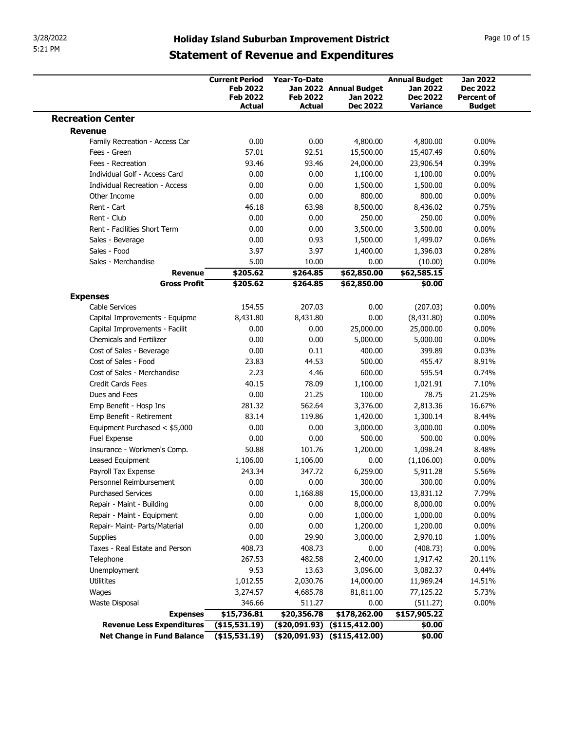# Holiday Island Suburban Improvement District

## Statement of Revenue and Expenditures

| | Current Period Feb 2022 Feb 2022 Actual | Year-To-Date Jan 2022 Feb 2022 Actual | Annual Budget Jan 2022 Dec 2022 | Annual Budget Jan 2022 Dec 2022 Variance | Jan 2022 Dec 2022 Percent of Budget |
|---|---|---|---|---|---|
| **Recreation Center** | | | | | |
| **Revenue** | | | | | |
| Family Recreation - Access Car | 0.00 | 0.00 | 4,800.00 | 4,800.00 | 0.00% |
| Fees - Green | 57.01 | 92.51 | 15,500.00 | 15,407.49 | 0.60% |
| Fees - Recreation | 93.46 | 93.46 | 24,000.00 | 23,906.54 | 0.39% |
| Individual Golf - Access Card | 0.00 | 0.00 | 1,100.00 | 1,100.00 | 0.00% |
| Individual Recreation - Access | 0.00 | 0.00 | 1,500.00 | 1,500.00 | 0.00% |
| Other Income | 0.00 | 0.00 | 800.00 | 800.00 | 0.00% |
| Rent - Cart | 46.18 | 63.98 | 8,500.00 | 8,436.02 | 0.75% |
| Rent - Club | 0.00 | 0.00 | 250.00 | 250.00 | 0.00% |
| Rent - Facilities Short Term | 0.00 | 0.00 | 3,500.00 | 3,500.00 | 0.00% |
| Sales - Beverage | 0.00 | 0.93 | 1,500.00 | 1,499.07 | 0.06% |
| Sales - Food | 3.97 | 3.97 | 1,400.00 | 1,396.03 | 0.28% |
| Sales - Merchandise | 5.00 | 10.00 | 0.00 | (10.00) | 0.00% |
| **Revenue** | **$205.62** | **$264.85** | **$62,850.00** | **$62,585.15** | |
| **Gross Profit** | **$205.62** | **$264.85** | **$62,850.00** | **$0.00** | |
| **Expenses** | | | | | |
| Cable Services | 154.55 | 207.03 | 0.00 | (207.03) | 0.00% |
| Capital Improvements - Equipme | 8,431.80 | 8,431.80 | 0.00 | (8,431.80) | 0.00% |
| Capital Improvements - Facilit | 0.00 | 0.00 | 25,000.00 | 25,000.00 | 0.00% |
| Chemicals and Fertilizer | 0.00 | 0.00 | 5,000.00 | 5,000.00 | 0.00% |
| Cost of Sales - Beverage | 0.00 | 0.11 | 400.00 | 399.89 | 0.03% |
| Cost of Sales - Food | 23.83 | 44.53 | 500.00 | 455.47 | 8.91% |
| Cost of Sales - Merchandise | 2.23 | 4.46 | 600.00 | 595.54 | 0.74% |
| Credit Cards Fees | 40.15 | 78.09 | 1,100.00 | 1,021.91 | 7.10% |
| Dues and Fees | 0.00 | 21.25 | 100.00 | 78.75 | 21.25% |
| Emp Benefit - Hosp Ins | 281.32 | 562.64 | 3,376.00 | 2,813.36 | 16.67% |
| Emp Benefit - Retirement | 83.14 | 119.86 | 1,420.00 | 1,300.14 | 8.44% |
| Equipment Purchased < $5,000 | 0.00 | 0.00 | 3,000.00 | 3,000.00 | 0.00% |
| Fuel Expense | 0.00 | 0.00 | 500.00 | 500.00 | 0.00% |
| Insurance - Workmen's Comp. | 50.88 | 101.76 | 1,200.00 | 1,098.24 | 8.48% |
| Leased Equipment | 1,106.00 | 1,106.00 | 0.00 | (1,106.00) | 0.00% |
| Payroll Tax Expense | 243.34 | 347.72 | 6,259.00 | 5,911.28 | 5.56% |
| Personnel Reimbursement | 0.00 | 0.00 | 300.00 | 300.00 | 0.00% |
| Purchased Services | 0.00 | 1,168.88 | 15,000.00 | 13,831.12 | 7.79% |
| Repair - Maint - Building | 0.00 | 0.00 | 8,000.00 | 8,000.00 | 0.00% |
| Repair - Maint - Equipment | 0.00 | 0.00 | 1,000.00 | 1,000.00 | 0.00% |
| Repair- Maint- Parts/Material | 0.00 | 0.00 | 1,200.00 | 1,200.00 | 0.00% |
| Supplies | 0.00 | 29.90 | 3,000.00 | 2,970.10 | 1.00% |
| Taxes - Real Estate and Person | 408.73 | 408.73 | 0.00 | (408.73) | 0.00% |
| Telephone | 267.53 | 482.58 | 2,400.00 | 1,917.42 | 20.11% |
| Unemployment | 9.53 | 13.63 | 3,096.00 | 3,082.37 | 0.44% |
| Utilitites | 1,012.55 | 2,030.76 | 14,000.00 | 11,969.24 | 14.51% |
| Wages | 3,274.57 | 4,685.78 | 81,811.00 | 77,125.22 | 5.73% |
| Waste Disposal | 346.66 | 511.27 | 0.00 | (511.27) | 0.00% |
| **Expenses** | **$15,736.81** | **$20,356.78** | **$178,262.00** | **$157,905.22** | |
| **Revenue Less Expenditures** | **($15,531.19)** | **($20,091.93)** | **($115,412.00)** | **$0.00** | |
| **Net Change in Fund Balance** | **($15,531.19)** | **($20,091.93)** | **($115,412.00)** | **$0.00** | |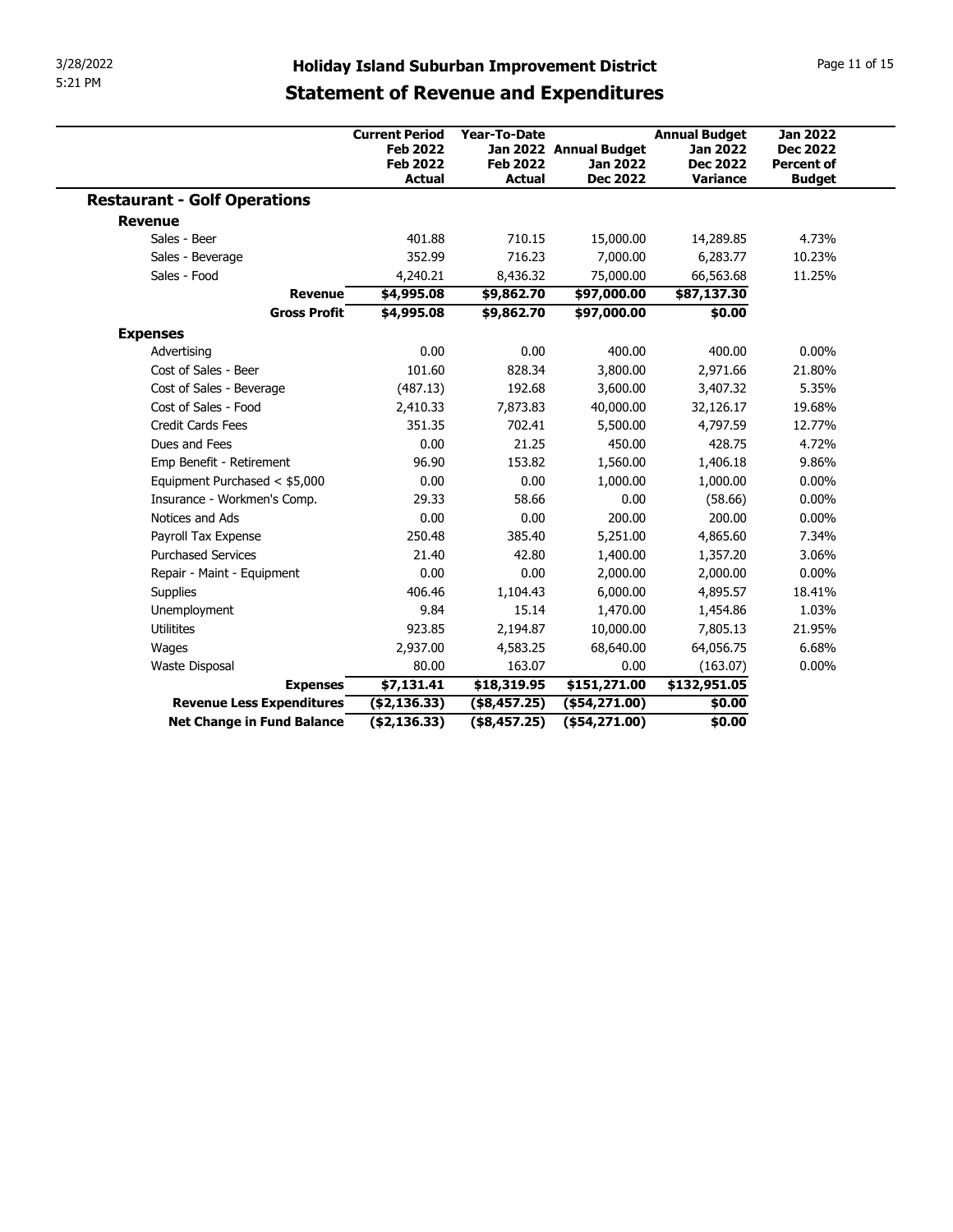# Holiday Island Suburban Improvement District

## Statement of Revenue and Expenditures

| | Current Period Feb 2022 Feb 2022 Actual | Year-To-Date Jan 2022 Feb 2022 Actual | Annual Budget Jan 2022 Dec 2022 | Annual Budget Jan 2022 Dec 2022 Variance | Jan 2022 Dec 2022 Percent of Budget |
|---|---|---|---|---|---|
| **Restaurant - Golf Operations** | | | | | |
| **Revenue** | | | | | |
| Sales - Beer | 401.88 | 710.15 | 15,000.00 | 14,289.85 | 4.73% |
| Sales - Beverage | 352.99 | 716.23 | 7,000.00 | 6,283.77 | 10.23% |
| Sales - Food | 4,240.21 | 8,436.32 | 75,000.00 | 66,563.68 | 11.25% |
| **Revenue** | **$4,995.08** | **$9,862.70** | **$97,000.00** | **$87,137.30** | |
| **Gross Profit** | **$4,995.08** | **$9,862.70** | **$97,000.00** | **$0.00** | |
| **Expenses** | | | | | |
| Advertising | 0.00 | 0.00 | 400.00 | 400.00 | 0.00% |
| Cost of Sales - Beer | 101.60 | 828.34 | 3,800.00 | 2,971.66 | 21.80% |
| Cost of Sales - Beverage | (487.13) | 192.68 | 3,600.00 | 3,407.32 | 5.35% |
| Cost of Sales - Food | 2,410.33 | 7,873.83 | 40,000.00 | 32,126.17 | 19.68% |
| Credit Cards Fees | 351.35 | 702.41 | 5,500.00 | 4,797.59 | 12.77% |
| Dues and Fees | 0.00 | 21.25 | 450.00 | 428.75 | 4.72% |
| Emp Benefit - Retirement | 96.90 | 153.82 | 1,560.00 | 1,406.18 | 9.86% |
| Equipment Purchased < $5,000 | 0.00 | 0.00 | 1,000.00 | 1,000.00 | 0.00% |
| Insurance - Workmen's Comp. | 29.33 | 58.66 | 0.00 | (58.66) | 0.00% |
| Notices and Ads | 0.00 | 0.00 | 200.00 | 200.00 | 0.00% |
| Payroll Tax Expense | 250.48 | 385.40 | 5,251.00 | 4,865.60 | 7.34% |
| Purchased Services | 21.40 | 42.80 | 1,400.00 | 1,357.20 | 3.06% |
| Repair - Maint - Equipment | 0.00 | 0.00 | 2,000.00 | 2,000.00 | 0.00% |
| Supplies | 406.46 | 1,104.43 | 6,000.00 | 4,895.57 | 18.41% |
| Unemployment | 9.84 | 15.14 | 1,470.00 | 1,454.86 | 1.03% |
| Utilitites | 923.85 | 2,194.87 | 10,000.00 | 7,805.13 | 21.95% |
| Wages | 2,937.00 | 4,583.25 | 68,640.00 | 64,056.75 | 6.68% |
| Waste Disposal | 80.00 | 163.07 | 0.00 | (163.07) | 0.00% |
| **Expenses** | **$7,131.41** | **$18,319.95** | **$151,271.00** | **$132,951.05** | |
| **Revenue Less Expenditures** | **($2,136.33)** | **($8,457.25)** | **($54,271.00)** | **$0.00** | |
| **Net Change in Fund Balance** | **($2,136.33)** | **($8,457.25)** | **($54,271.00)** | **$0.00** | |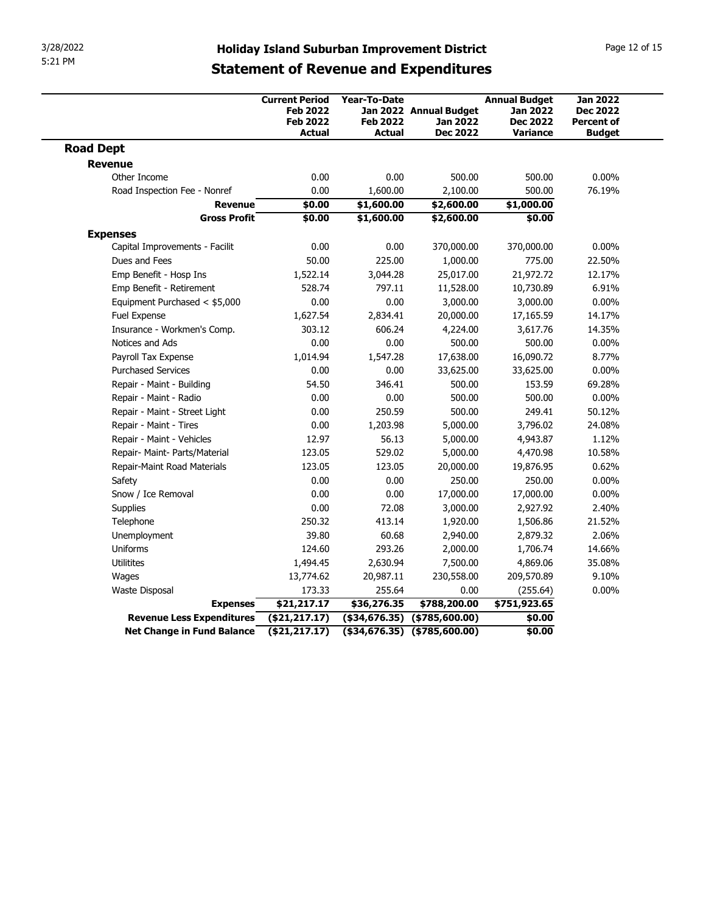# Holiday Island Suburban Improvement District

## Statement of Revenue and Expenditures

| | Current Period Feb 2022 Feb 2022 Actual | Year-To-Date Jan 2022 Feb 2022 Actual | Annual Budget Jan 2022 Dec 2022 | Annual Budget Jan 2022 Dec 2022 Variance | Jan 2022 Dec 2022 Percent of Budget |
|---|---|---|---|---|---|
| **Road Dept** | | | | | |
| **Revenue** | | | | | |
| Other Income | 0.00 | 0.00 | 500.00 | 500.00 | 0.00% |
| Road Inspection Fee - Nonref | 0.00 | 1,600.00 | 2,100.00 | 500.00 | 76.19% |
| **Revenue** | **$0.00** | **$1,600.00** | **$2,600.00** | **$1,000.00** | |
| **Gross Profit** | **$0.00** | **$1,600.00** | **$2,600.00** | **$0.00** | |
| **Expenses** | | | | | |
| Capital Improvements - Facilit | 0.00 | 0.00 | 370,000.00 | 370,000.00 | 0.00% |
| Dues and Fees | 50.00 | 225.00 | 1,000.00 | 775.00 | 22.50% |
| Emp Benefit - Hosp Ins | 1,522.14 | 3,044.28 | 25,017.00 | 21,972.72 | 12.17% |
| Emp Benefit - Retirement | 528.74 | 797.11 | 11,528.00 | 10,730.89 | 6.91% |
| Equipment Purchased < $5,000 | 0.00 | 0.00 | 3,000.00 | 3,000.00 | 0.00% |
| Fuel Expense | 1,627.54 | 2,834.41 | 20,000.00 | 17,165.59 | 14.17% |
| Insurance - Workmen's Comp. | 303.12 | 606.24 | 4,224.00 | 3,617.76 | 14.35% |
| Notices and Ads | 0.00 | 0.00 | 500.00 | 500.00 | 0.00% |
| Payroll Tax Expense | 1,014.94 | 1,547.28 | 17,638.00 | 16,090.72 | 8.77% |
| Purchased Services | 0.00 | 0.00 | 33,625.00 | 33,625.00 | 0.00% |
| Repair - Maint - Building | 54.50 | 346.41 | 500.00 | 153.59 | 69.28% |
| Repair - Maint - Radio | 0.00 | 0.00 | 500.00 | 500.00 | 0.00% |
| Repair - Maint - Street Light | 0.00 | 250.59 | 500.00 | 249.41 | 50.12% |
| Repair - Maint - Tires | 0.00 | 1,203.98 | 5,000.00 | 3,796.02 | 24.08% |
| Repair - Maint - Vehicles | 12.97 | 56.13 | 5,000.00 | 4,943.87 | 1.12% |
| Repair- Maint- Parts/Material | 123.05 | 529.02 | 5,000.00 | 4,470.98 | 10.58% |
| Repair-Maint Road Materials | 123.05 | 123.05 | 20,000.00 | 19,876.95 | 0.62% |
| Safety | 0.00 | 0.00 | 250.00 | 250.00 | 0.00% |
| Snow / Ice Removal | 0.00 | 0.00 | 17,000.00 | 17,000.00 | 0.00% |
| Supplies | 0.00 | 72.08 | 3,000.00 | 2,927.92 | 2.40% |
| Telephone | 250.32 | 413.14 | 1,920.00 | 1,506.86 | 21.52% |
| Unemployment | 39.80 | 60.68 | 2,940.00 | 2,879.32 | 2.06% |
| Uniforms | 124.60 | 293.26 | 2,000.00 | 1,706.74 | 14.66% |
| Utilitites | 1,494.45 | 2,630.94 | 7,500.00 | 4,869.06 | 35.08% |
| Wages | 13,774.62 | 20,987.11 | 230,558.00 | 209,570.89 | 9.10% |
| Waste Disposal | 173.33 | 255.64 | 0.00 | (255.64) | 0.00% |
| **Expenses** | **$21,217.17** | **$36,276.35** | **$788,200.00** | **$751,923.65** | |
| **Revenue Less Expenditures** | **($21,217.17)** | **($34,676.35)** | **($785,600.00)** | **$0.00** | |
| **Net Change in Fund Balance** | **($21,217.17)** | **($34,676.35)** | **($785,600.00)** | **$0.00** | |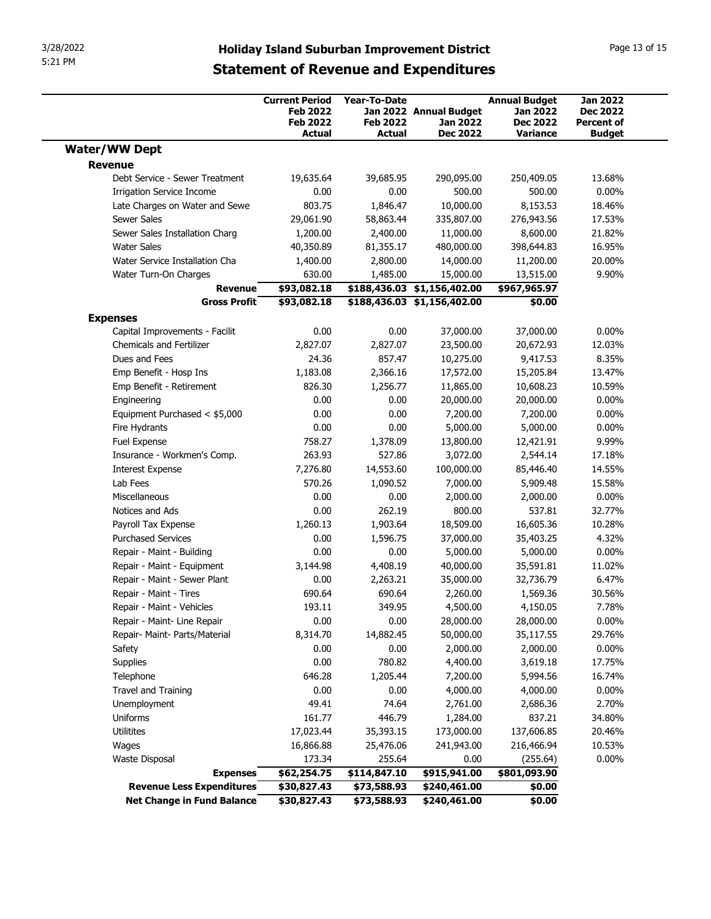# Holiday Island Suburban Improvement District

## Statement of Revenue and Expenditures

| | Current Period Feb 2022 Feb 2022 Actual | Year-To-Date Jan 2022 Feb 2022 Actual | Annual Budget Jan 2022 Dec 2022 | Annual Budget Jan 2022 Dec 2022 Variance | Jan 2022 Dec 2022 Percent of Budget |
|---|---|---|---|---|---|
| **Water/WW Dept** | | | | | |
| **Revenue** | | | | | |
| Debt Service - Sewer Treatment | 19,635.64 | 39,685.95 | 290,095.00 | 250,409.05 | 13.68% |
| Irrigation Service Income | 0.00 | 0.00 | 500.00 | 500.00 | 0.00% |
| Late Charges on Water and Sewe | 803.75 | 1,846.47 | 10,000.00 | 8,153.53 | 18.46% |
| Sewer Sales | 29,061.90 | 58,863.44 | 335,807.00 | 276,943.56 | 17.53% |
| Sewer Sales Installation Charg | 1,200.00 | 2,400.00 | 11,000.00 | 8,600.00 | 21.82% |
| Water Sales | 40,350.89 | 81,355.17 | 480,000.00 | 398,644.83 | 16.95% |
| Water Service Installation Cha | 1,400.00 | 2,800.00 | 14,000.00 | 11,200.00 | 20.00% |
| Water Turn-On Charges | 630.00 | 1,485.00 | 15,000.00 | 13,515.00 | 9.90% |
| **Revenue** | **$93,082.18** | **$188,436.03** | **$1,156,402.00** | **$967,965.97** | |
| **Gross Profit** | **$93,082.18** | **$188,436.03** | **$1,156,402.00** | **$0.00** | |
| **Expenses** | | | | | |
| Capital Improvements - Facilit | 0.00 | 0.00 | 37,000.00 | 37,000.00 | 0.00% |
| Chemicals and Fertilizer | 2,827.07 | 2,827.07 | 23,500.00 | 20,672.93 | 12.03% |
| Dues and Fees | 24.36 | 857.47 | 10,275.00 | 9,417.53 | 8.35% |
| Emp Benefit - Hosp Ins | 1,183.08 | 2,366.16 | 17,572.00 | 15,205.84 | 13.47% |
| Emp Benefit - Retirement | 826.30 | 1,256.77 | 11,865.00 | 10,608.23 | 10.59% |
| Engineering | 0.00 | 0.00 | 20,000.00 | 20,000.00 | 0.00% |
| Equipment Purchased < $5,000 | 0.00 | 0.00 | 7,200.00 | 7,200.00 | 0.00% |
| Fire Hydrants | 0.00 | 0.00 | 5,000.00 | 5,000.00 | 0.00% |
| Fuel Expense | 758.27 | 1,378.09 | 13,800.00 | 12,421.91 | 9.99% |
| Insurance - Workmen's Comp. | 263.93 | 527.86 | 3,072.00 | 2,544.14 | 17.18% |
| Interest Expense | 7,276.80 | 14,553.60 | 100,000.00 | 85,446.40 | 14.55% |
| Lab Fees | 570.26 | 1,090.52 | 7,000.00 | 5,909.48 | 15.58% |
| Miscellaneous | 0.00 | 0.00 | 2,000.00 | 2,000.00 | 0.00% |
| Notices and Ads | 0.00 | 262.19 | 800.00 | 537.81 | 32.77% |
| Payroll Tax Expense | 1,260.13 | 1,903.64 | 18,509.00 | 16,605.36 | 10.28% |
| Purchased Services | 0.00 | 1,596.75 | 37,000.00 | 35,403.25 | 4.32% |
| Repair - Maint - Building | 0.00 | 0.00 | 5,000.00 | 5,000.00 | 0.00% |
| Repair - Maint - Equipment | 3,144.98 | 4,408.19 | 40,000.00 | 35,591.81 | 11.02% |
| Repair - Maint - Sewer Plant | 0.00 | 2,263.21 | 35,000.00 | 32,736.79 | 6.47% |
| Repair - Maint - Tires | 690.64 | 690.64 | 2,260.00 | 1,569.36 | 30.56% |
| Repair - Maint - Vehicles | 193.11 | 349.95 | 4,500.00 | 4,150.05 | 7.78% |
| Repair - Maint- Line Repair | 0.00 | 0.00 | 28,000.00 | 28,000.00 | 0.00% |
| Repair- Maint- Parts/Material | 8,314.70 | 14,882.45 | 50,000.00 | 35,117.55 | 29.76% |
| Safety | 0.00 | 0.00 | 2,000.00 | 2,000.00 | 0.00% |
| Supplies | 0.00 | 780.82 | 4,400.00 | 3,619.18 | 17.75% |
| Telephone | 646.28 | 1,205.44 | 7,200.00 | 5,994.56 | 16.74% |
| Travel and Training | 0.00 | 0.00 | 4,000.00 | 4,000.00 | 0.00% |
| Unemployment | 49.41 | 74.64 | 2,761.00 | 2,686.36 | 2.70% |
| Uniforms | 161.77 | 446.79 | 1,284.00 | 837.21 | 34.80% |
| Utilitites | 17,023.44 | 35,393.15 | 173,000.00 | 137,606.85 | 20.46% |
| Wages | 16,866.88 | 25,476.06 | 241,943.00 | 216,466.94 | 10.53% |
| Waste Disposal | 173.34 | 255.64 | 0.00 | (255.64) | 0.00% |
| **Expenses** | **$62,254.75** | **$114,847.10** | **$915,941.00** | **$801,093.90** | |
| **Revenue Less Expenditures** | **$30,827.43** | **$73,588.93** | **$240,461.00** | **$0.00** | |
| **Net Change in Fund Balance** | **$30,827.43** | **$73,588.93** | **$240,461.00** | **$0.00** | |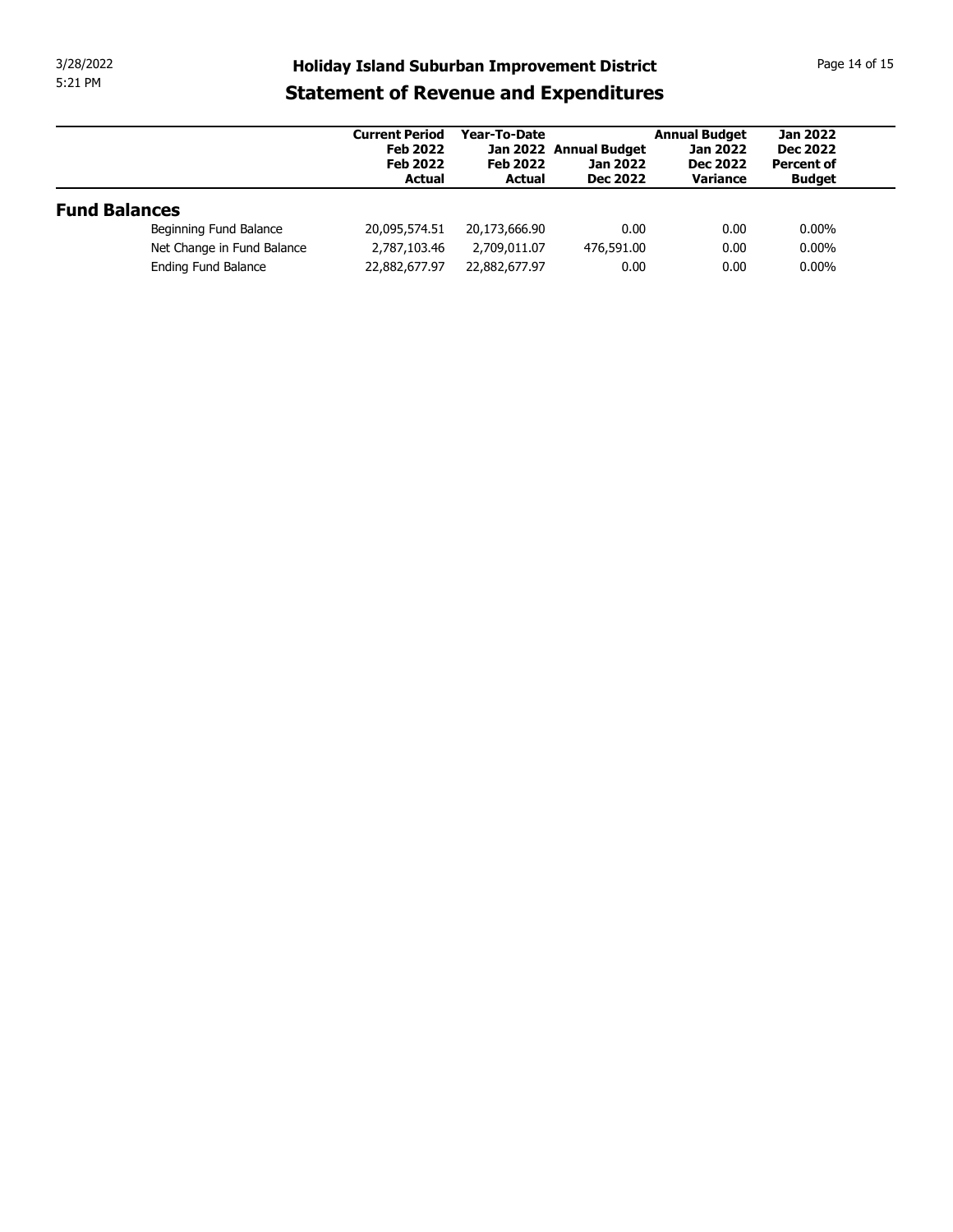# Holiday Island Suburban Improvement District

## Statement of Revenue and Expenditures

| | Current Period Feb 2022 Feb 2022 Actual | Year-To-Date Jan 2022 Feb 2022 Actual | Annual Budget Jan 2022 Dec 2022 | Annual Budget Jan 2022 Dec 2022 Variance | Jan 2022 Dec 2022 Percent of Budget |
|---|---|---|---|---|---|
| **Fund Balances** | | | | | |
| Beginning Fund Balance | 20,095,574.51 | 20,173,666.90 | 0.00 | 0.00 | 0.00% |
| Net Change in Fund Balance | 2,787,103.46 | 2,709,011.07 | 476,591.00 | 0.00 | 0.00% |
| Ending Fund Balance | 22,882,677.97 | 22,882,677.97 | 0.00 | 0.00 | 0.00% |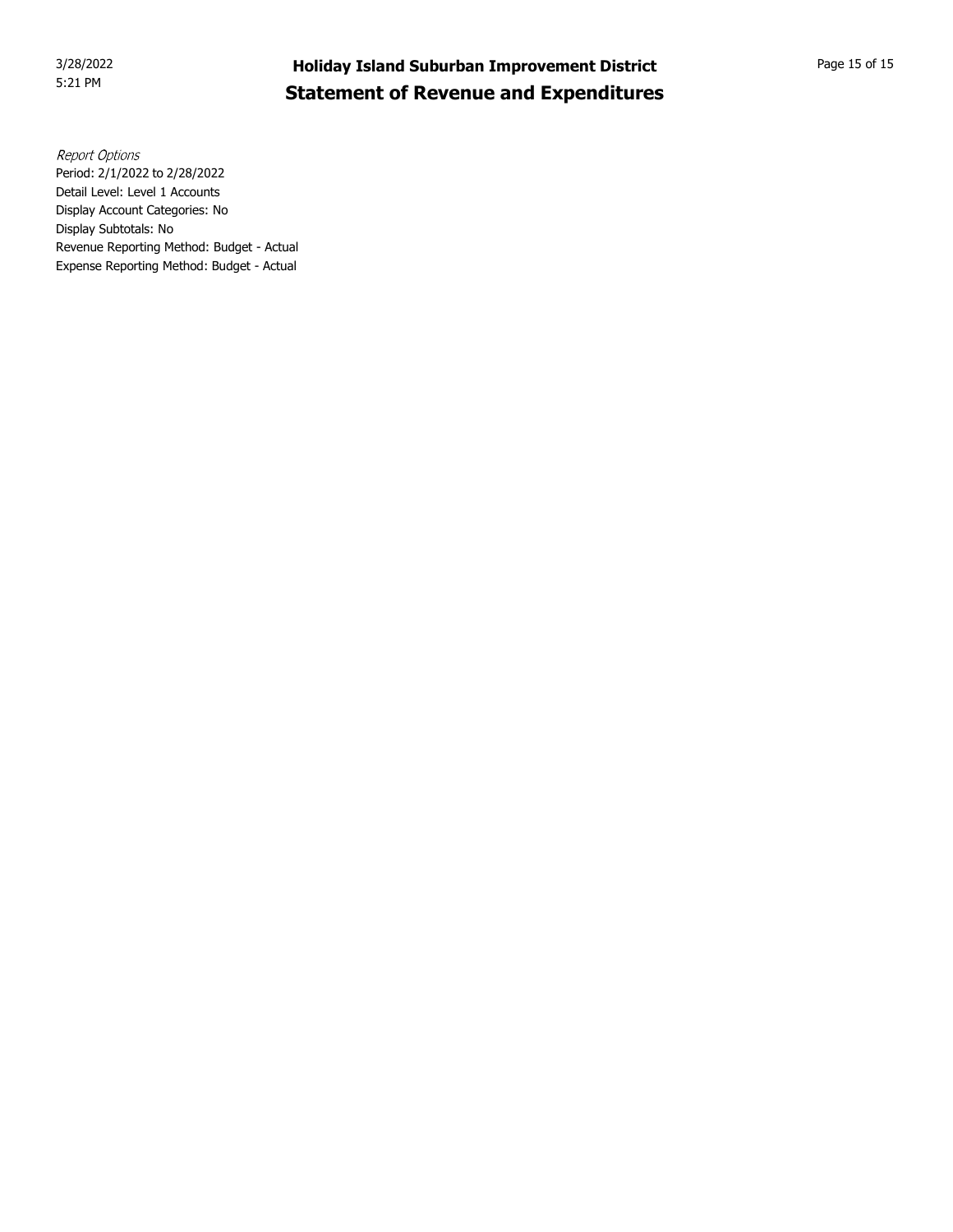*Report Options*

Period: 2/1/2022 to 2/28/2022

Detail Level: Level 1 Accounts

Display Account Categories: No

Display Subtotals: No

Revenue Reporting Method: Budget - Actual

Expense Reporting Method: Budget - Actual